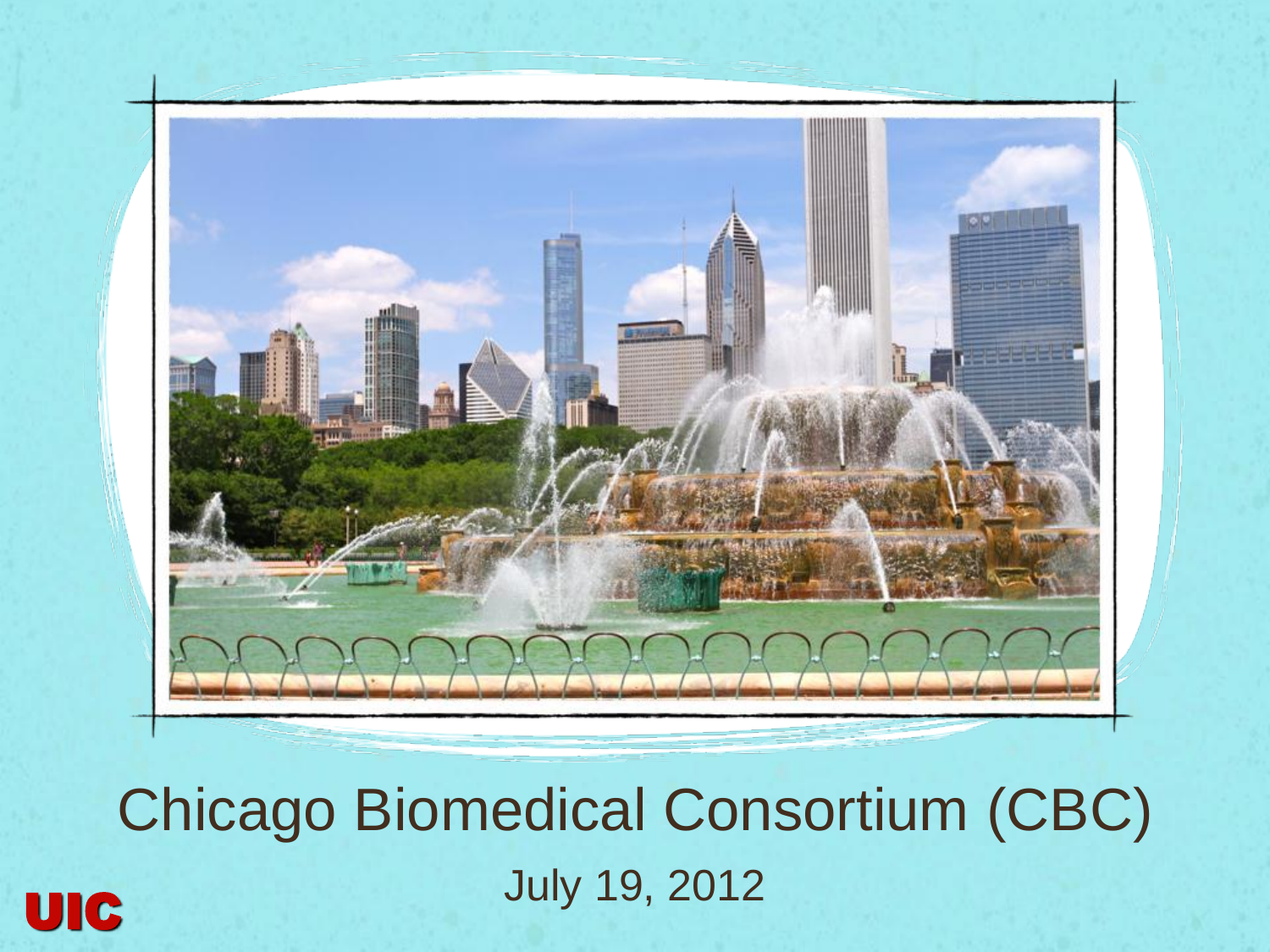# Chicago Biomedical Consortium (CBC)

July 19, 2012

UIC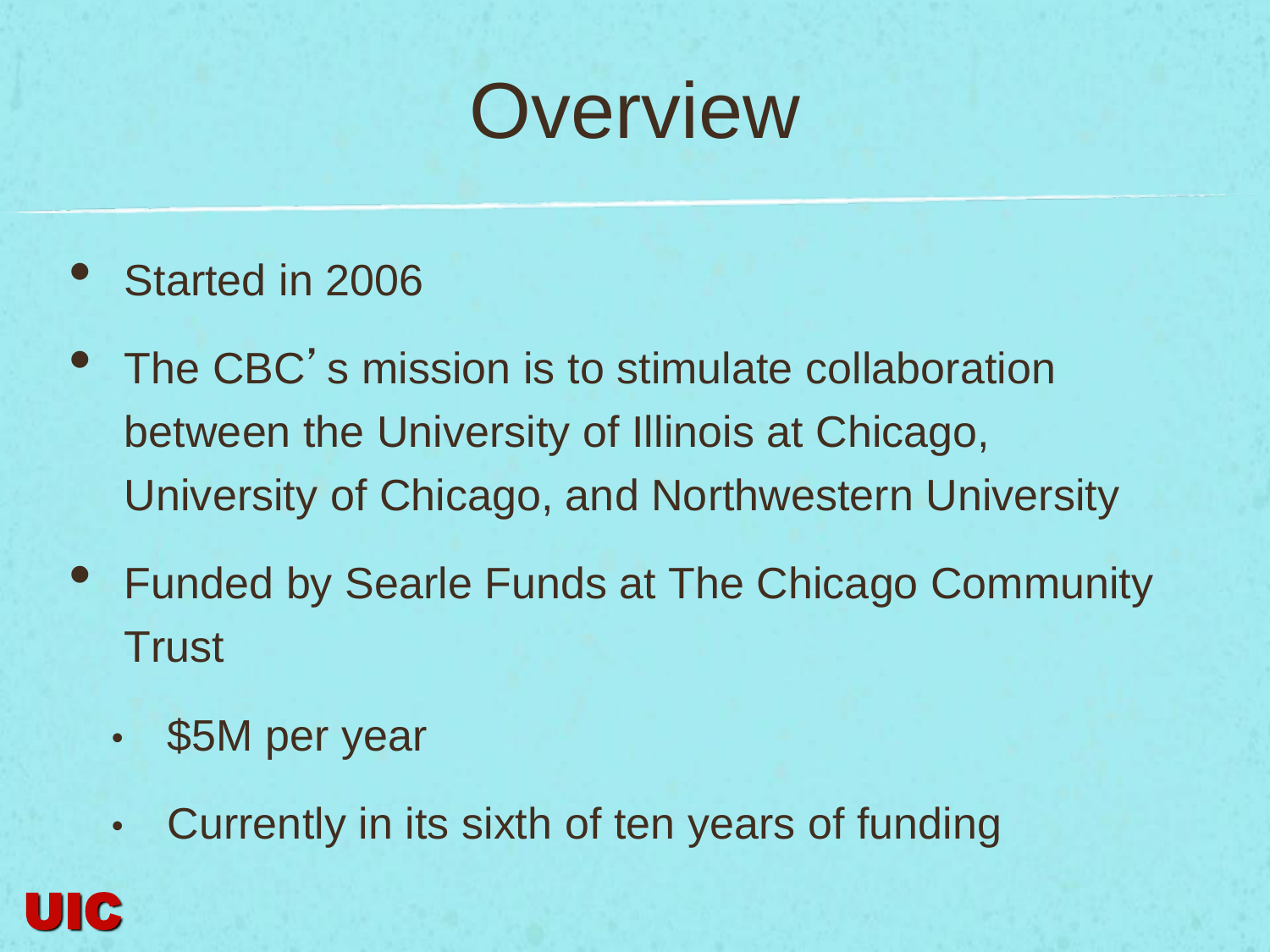# Overview

- Started in 2006
- The CBC's mission is to stimulate collaboration between the University of Illinois at Chicago, University of Chicago, and Northwestern University
- Funded by Searle Funds at The Chicago Community Trust
  - $5M per year
  - Currently in its sixth of ten years of funding

UIC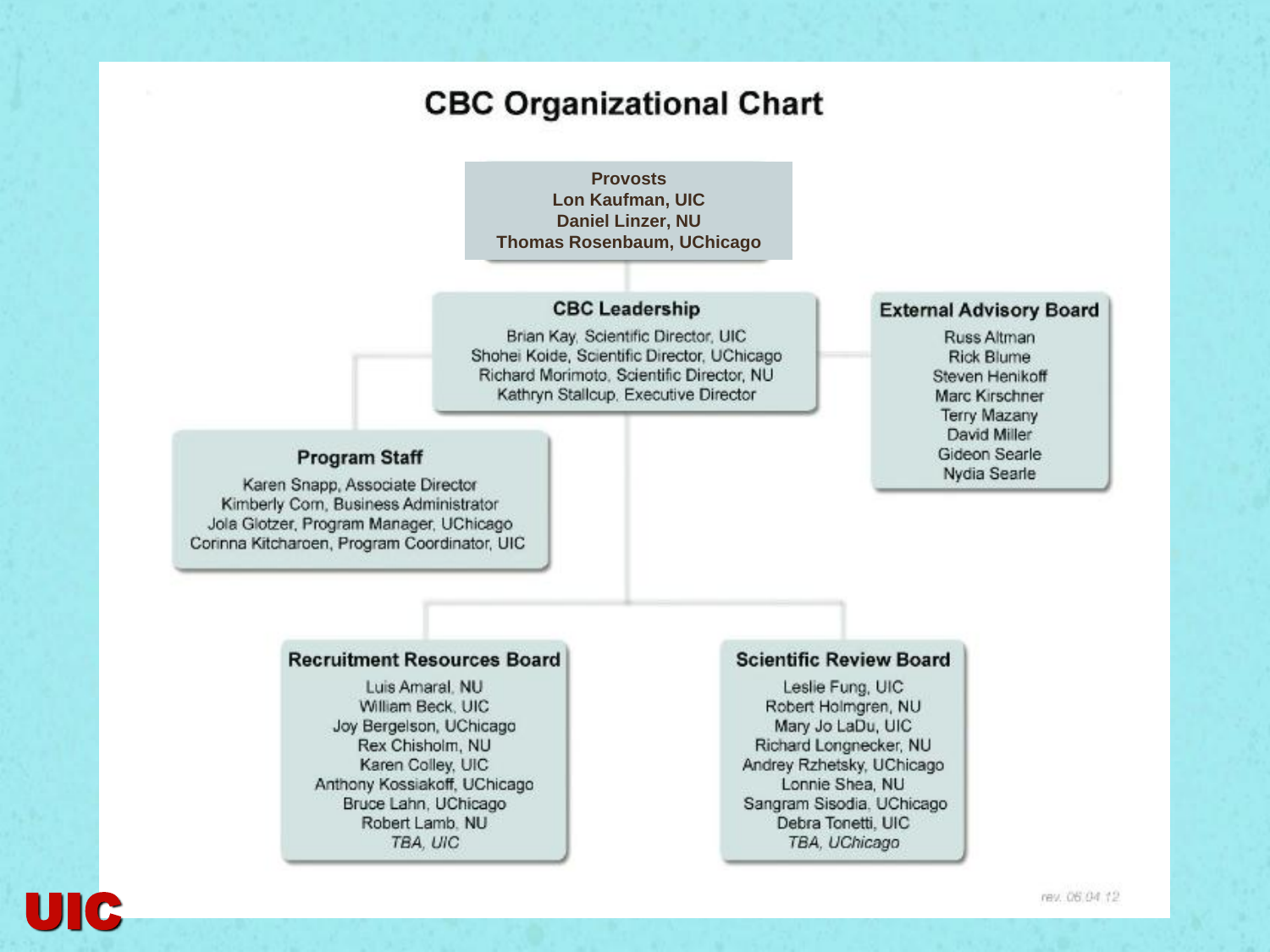# CBC Organizational Chart

**Provosts**
**Lon Kaufman, UIC**
**Daniel Linzer, NU**
**Thomas Rosenbaum, UChicago**

## CBC Leadership

Brian Kay, Scientific Director, UIC
Shohei Koide, Scientific Director, UChicago
Richard Morimoto, Scientific Director, NU
Kathryn Stallcup, Executive Director

## External Advisory Board

Russ Altman
Rick Blume
Steven Henikoff
Marc Kirschner
Terry Mazany
David Miller
Gideon Searle
Nydia Searle

## Program Staff

Karen Snapp, Associate Director
Kimberly Corn, Business Administrator
Jola Glotzer, Program Manager, UChicago
Corinna Kitcharoen, Program Coordinator, UIC

## Recruitment Resources Board

Luis Amaral, NU
William Beck, UIC
Joy Bergelson, UChicago
Rex Chisholm, NU
Karen Colley, UIC
Anthony Kossiakoff, UChicago
Bruce Lahn, UChicago
Robert Lamb, NU
*TBA, UIC*

## Scientific Review Board

Leslie Fung, UIC
Robert Holmgren, NU
Mary Jo LaDu, UIC
Richard Longnecker, NU
Andrey Rzhetsky, UChicago
Lonnie Shea, NU
Sangram Sisodia, UChicago
Debra Tonetti, UIC
*TBA, UChicago*

rev. 06.04.12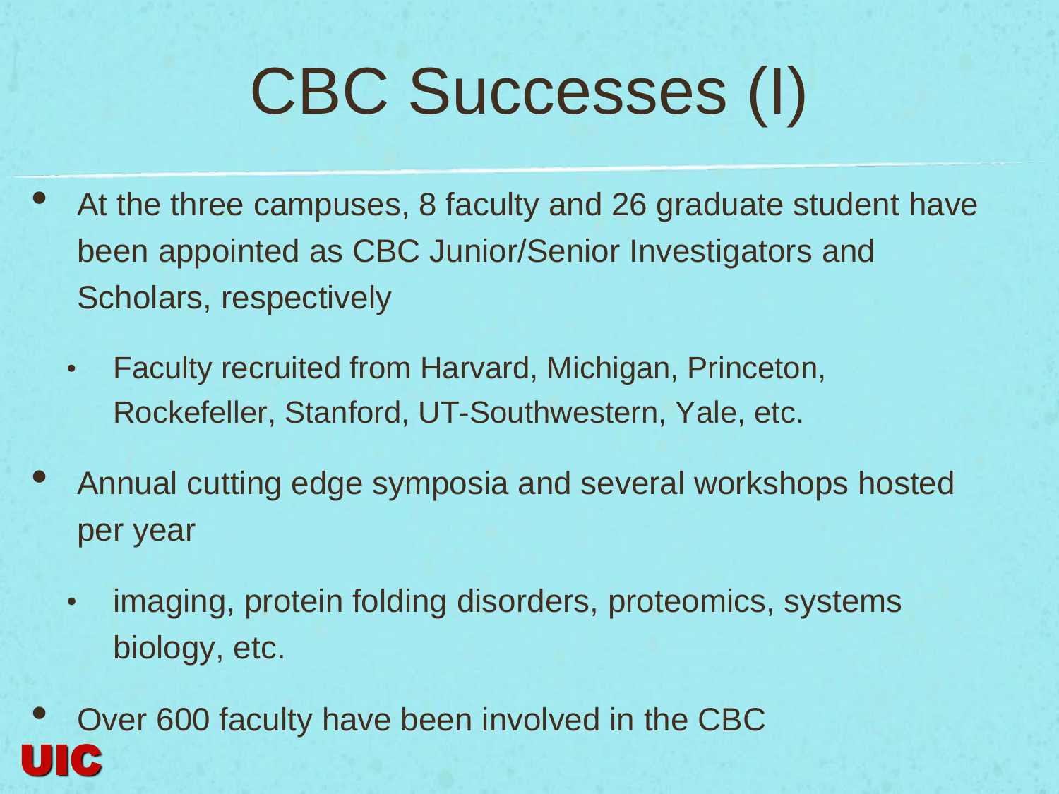# CBC Successes (I)

- At the three campuses, 8 faculty and 26 graduate student have been appointed as CBC Junior/Senior Investigators and Scholars, respectively
  - Faculty recruited from Harvard, Michigan, Princeton, Rockefeller, Stanford, UT-Southwestern, Yale, etc.
- Annual cutting edge symposia and several workshops hosted per year
  - imaging, protein folding disorders, proteomics, systems biology, etc.
- Over 600 faculty have been involved in the CBC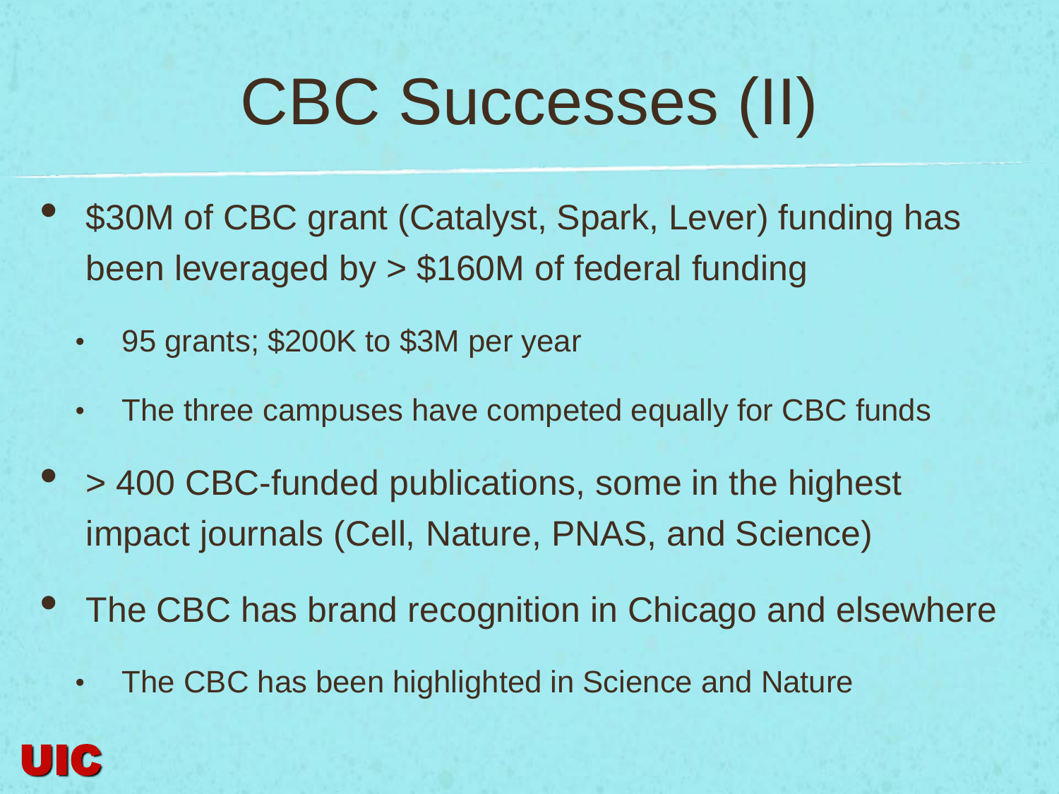# CBC Successes (II)

- $30M of CBC grant (Catalyst, Spark, Lever) funding has been leveraged by > $160M of federal funding
  - 95 grants; $200K to $3M per year
  - The three campuses have competed equally for CBC funds
- > 400 CBC-funded publications, some in the highest impact journals (Cell, Nature, PNAS, and Science)
- The CBC has brand recognition in Chicago and elsewhere
  - The CBC has been highlighted in Science and Nature

UIC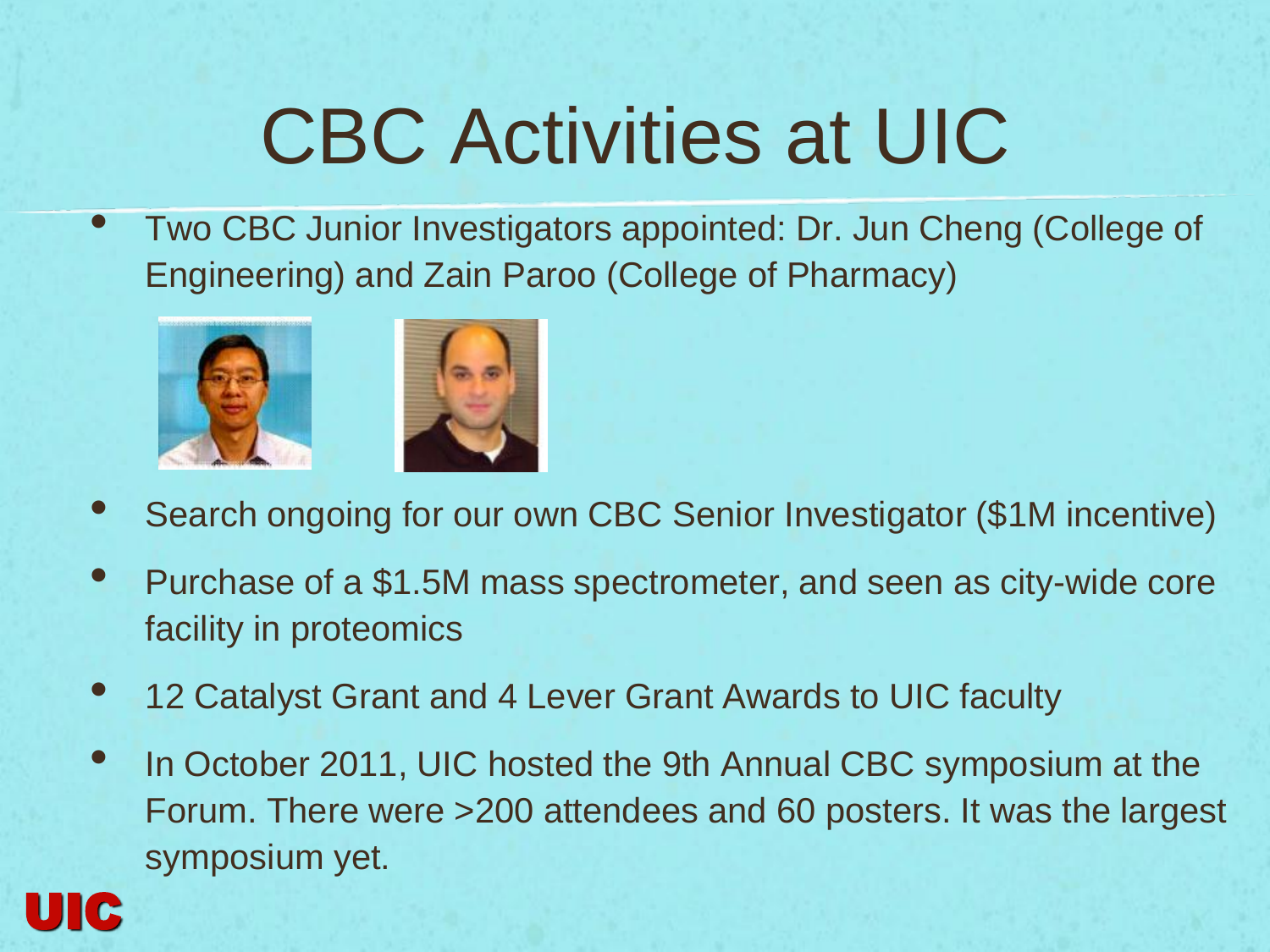# CBC Activities at UIC

- Two CBC Junior Investigators appointed: Dr. Jun Cheng (College of Engineering) and Zain Paroo (College of Pharmacy)
- Search ongoing for our own CBC Senior Investigator ($1M incentive)
- Purchase of a $1.5M mass spectrometer, and seen as city-wide core facility in proteomics
- 12 Catalyst Grant and 4 Lever Grant Awards to UIC faculty
- In October 2011, UIC hosted the 9th Annual CBC symposium at the Forum. There were >200 attendees and 60 posters. It was the largest symposium yet.

UIC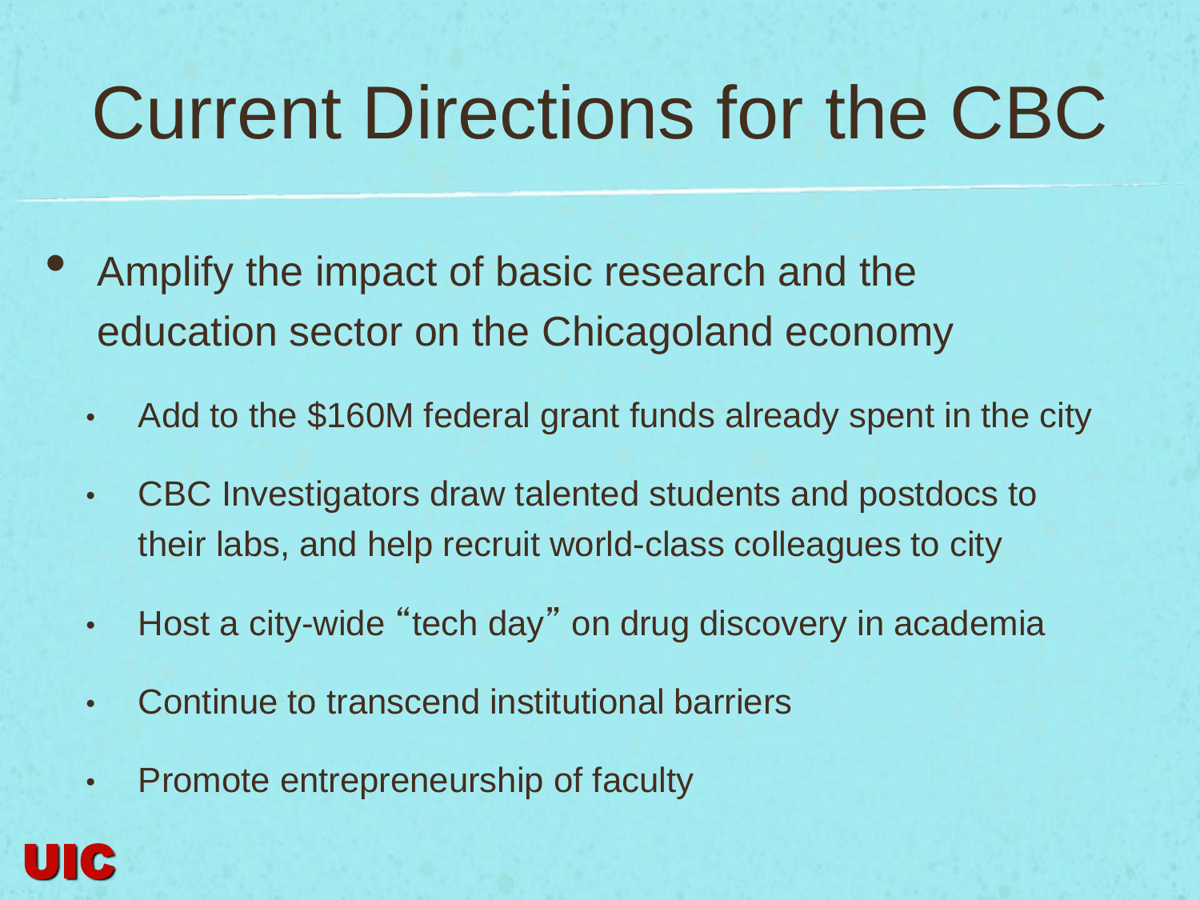# Current Directions for the CBC

- Amplify the impact of basic research and the education sector on the Chicagoland economy
  - Add to the $160M federal grant funds already spent in the city
  - CBC Investigators draw talented students and postdocs to their labs, and help recruit world-class colleagues to city
  - Host a city-wide "tech day" on drug discovery in academia
  - Continue to transcend institutional barriers
  - Promote entrepreneurship of faculty

UIC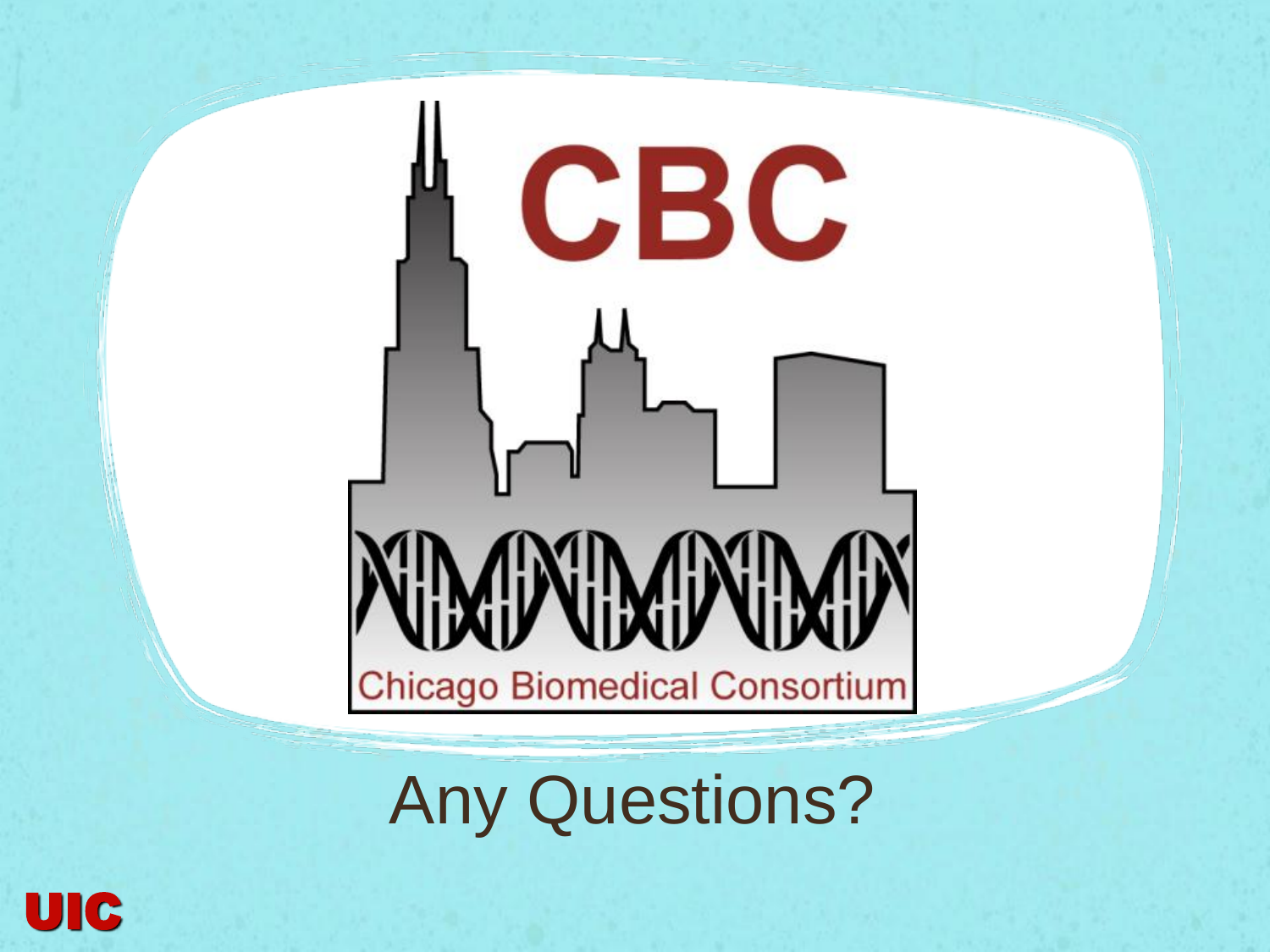CBC

Chicago Biomedical Consortium

# Any Questions?

UIC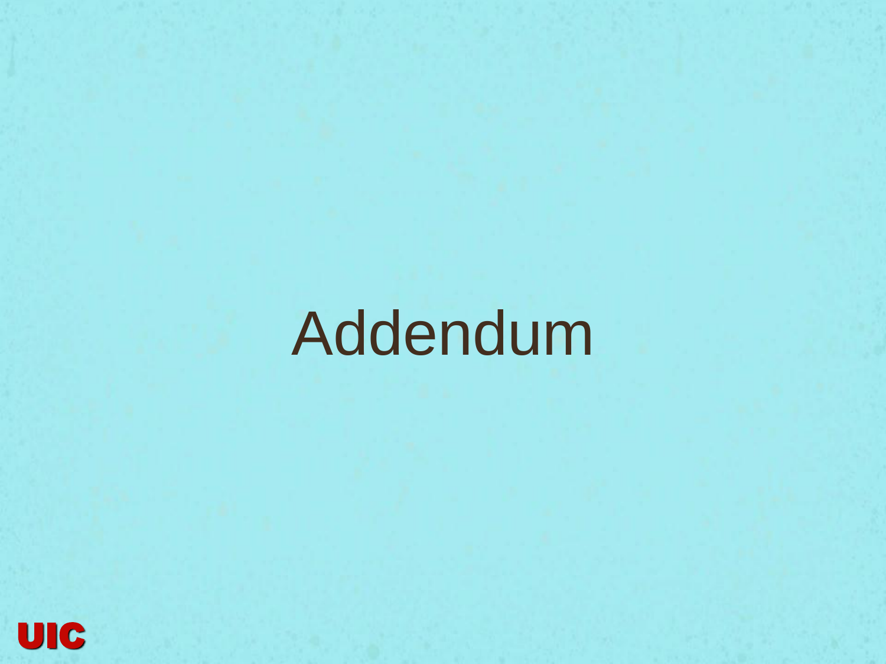# Addendum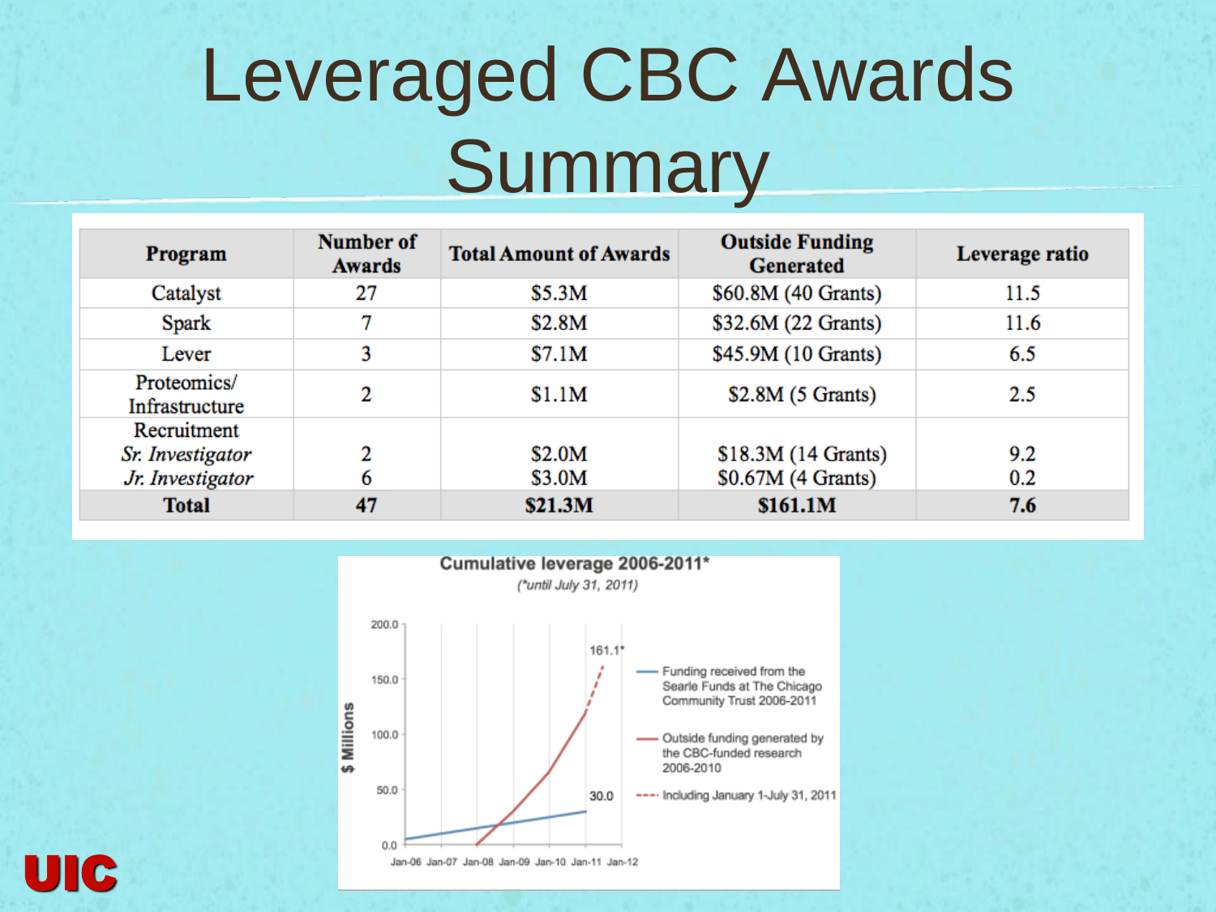# Leveraged CBC Awards Summary

| Program | Number of Awards | Total Amount of Awards | Outside Funding Generated | Leverage ratio |
|---|---|---|---|---|
| Catalyst | 27 | $5.3M | $60.8M (40 Grants) | 11.5 |
| Spark | 7 | $2.8M | $32.6M (22 Grants) | 11.6 |
| Lever | 3 | $7.1M | $45.9M (10 Grants) | 6.5 |
| Proteomics/ Infrastructure | 2 | $1.1M | $2.8M (5 Grants) | 2.5 |
| Recruitment | | | | |
| *Sr. Investigator* | 2 | $2.0M | $18.3M (14 Grants) | 9.2 |
| *Jr. Investigator* | 6 | $3.0M | $0.67M (4 Grants) | 0.2 |
| **Total** | **47** | **$21.3M** | **$161.1M** | **7.6** |

Cumulative leverage 2006-2011*

(*until July 31, 2011)

$ Millions

200.0
150.0
100.0
50.0
0.0

Jan-06 Jan-07 Jan-08 Jan-09 Jan-10 Jan-11 Jan-12

161.1*

30.0

Funding received from the Searle Funds at The Chicago Community Trust 2006-2011

Outside funding generated by the CBC-funded research 2006-2010

Including January 1-July 31, 2011